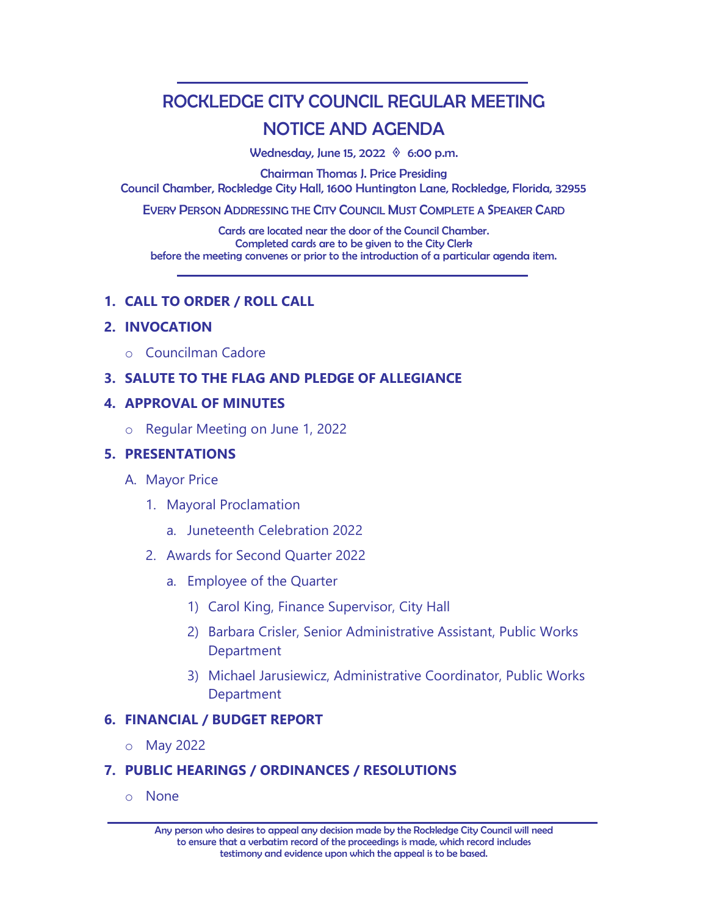# ROCKLEDGE CITY COUNCIL REGULAR MEETING

# NOTICE AND AGENDA

Wednesday, June 15, 2022 ◊ 6:00 p.m.

Chairman Thomas J. Price Presiding
Council Chamber, Rockledge City Hall, 1600 Huntington Lane, Rockledge, Florida, 32955

EVERY PERSON ADDRESSING THE CITY COUNCIL MUST COMPLETE A SPEAKER CARD

Cards are located near the door of the Council Chamber.
Completed cards are to be given to the City Clerk
before the meeting convenes or prior to the introduction of a particular agenda item.

---

## 1. CALL TO ORDER / ROLL CALL

## 2. INVOCATION

- Councilman Cadore

## 3. SALUTE TO THE FLAG AND PLEDGE OF ALLEGIANCE

## 4. APPROVAL OF MINUTES

- Regular Meeting on June 1, 2022

## 5. PRESENTATIONS

A. Mayor Price

1. Mayoral Proclamation
   a. Juneteenth Celebration 2022
2. Awards for Second Quarter 2022
   a. Employee of the Quarter
      1) Carol King, Finance Supervisor, City Hall
      2) Barbara Crisler, Senior Administrative Assistant, Public Works Department
      3) Michael Jarusiewicz, Administrative Coordinator, Public Works Department

## 6. FINANCIAL / BUDGET REPORT

- May 2022

## 7. PUBLIC HEARINGS / ORDINANCES / RESOLUTIONS

- None

---

Any person who desires to appeal any decision made by the Rockledge City Council will need to ensure that a verbatim record of the proceedings is made, which record includes testimony and evidence upon which the appeal is to be based.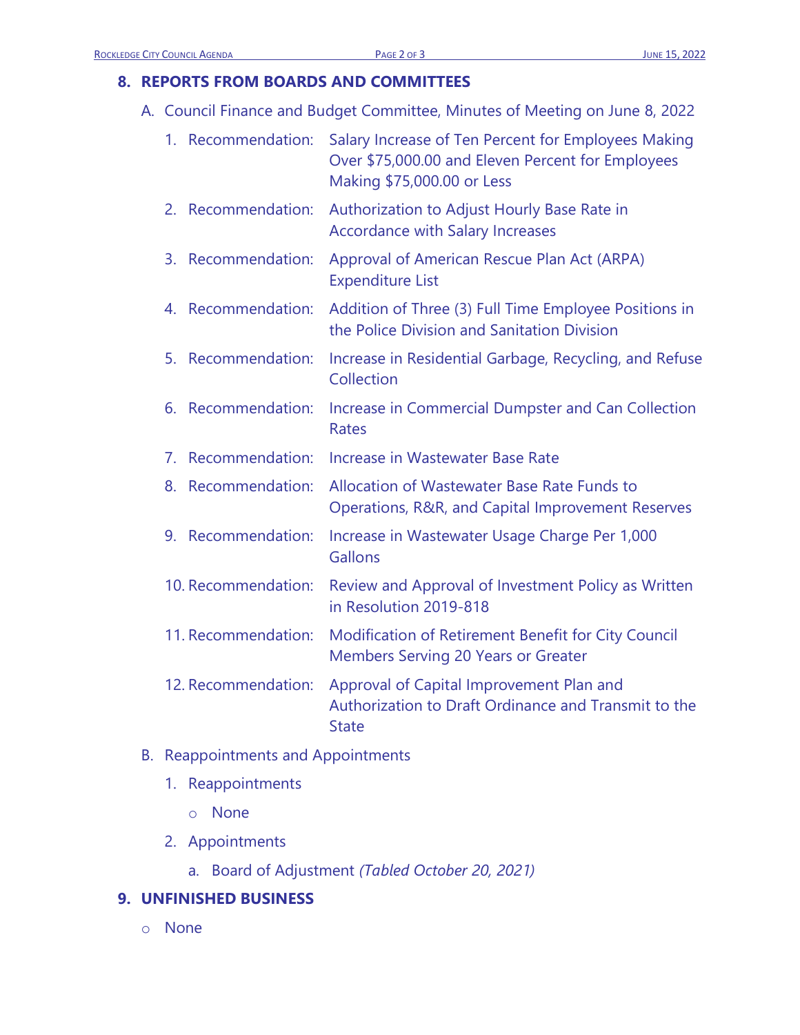## 8. REPORTS FROM BOARDS AND COMMITTEES

A. Council Finance and Budget Committee, Minutes of Meeting on June 8, 2022

1. Recommendation: Salary Increase of Ten Percent for Employees Making Over $75,000.00 and Eleven Percent for Employees Making $75,000.00 or Less
2. Recommendation: Authorization to Adjust Hourly Base Rate in Accordance with Salary Increases
3. Recommendation: Approval of American Rescue Plan Act (ARPA) Expenditure List
4. Recommendation: Addition of Three (3) Full Time Employee Positions in the Police Division and Sanitation Division
5. Recommendation: Increase in Residential Garbage, Recycling, and Refuse Collection
6. Recommendation: Increase in Commercial Dumpster and Can Collection Rates
7. Recommendation: Increase in Wastewater Base Rate
8. Recommendation: Allocation of Wastewater Base Rate Funds to Operations, R&R, and Capital Improvement Reserves
9. Recommendation: Increase in Wastewater Usage Charge Per 1,000 Gallons
10. Recommendation: Review and Approval of Investment Policy as Written in Resolution 2019-818
11. Recommendation: Modification of Retirement Benefit for City Council Members Serving 20 Years or Greater
12. Recommendation: Approval of Capital Improvement Plan and Authorization to Draft Ordinance and Transmit to the State

B. Reappointments and Appointments

1. Reappointments
   - None
2. Appointments
   a. Board of Adjustment *(Tabled October 20, 2021)*

## 9. UNFINISHED BUSINESS

- None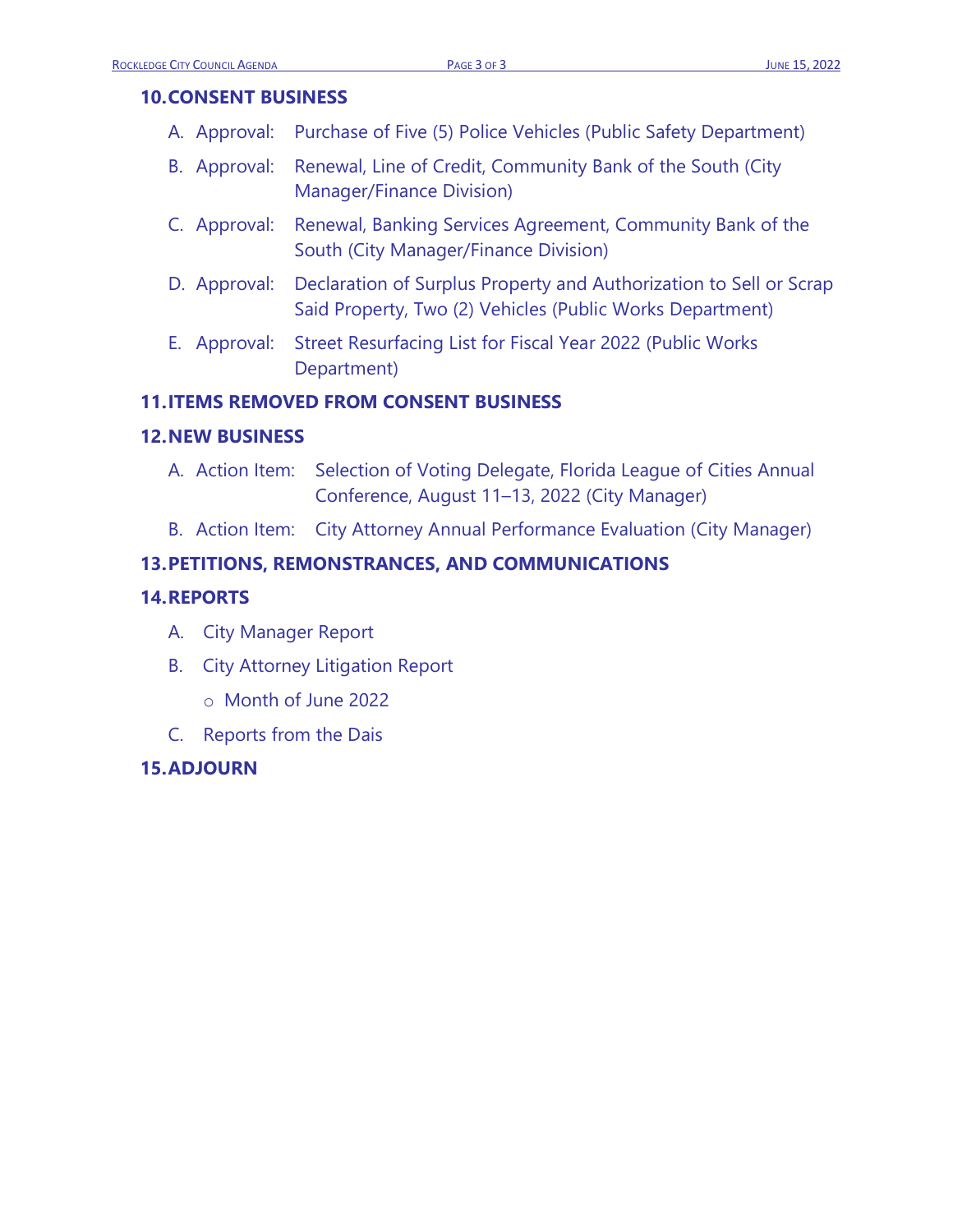## 10. CONSENT BUSINESS

A. Approval: Purchase of Five (5) Police Vehicles (Public Safety Department)

B. Approval: Renewal, Line of Credit, Community Bank of the South (City Manager/Finance Division)

C. Approval: Renewal, Banking Services Agreement, Community Bank of the South (City Manager/Finance Division)

D. Approval: Declaration of Surplus Property and Authorization to Sell or Scrap Said Property, Two (2) Vehicles (Public Works Department)

E. Approval: Street Resurfacing List for Fiscal Year 2022 (Public Works Department)

## 11. ITEMS REMOVED FROM CONSENT BUSINESS

## 12. NEW BUSINESS

A. Action Item: Selection of Voting Delegate, Florida League of Cities Annual Conference, August 11–13, 2022 (City Manager)

B. Action Item: City Attorney Annual Performance Evaluation (City Manager)

## 13. PETITIONS, REMONSTRANCES, AND COMMUNICATIONS

## 14. REPORTS

A. City Manager Report

B. City Attorney Litigation Report

- Month of June 2022

C. Reports from the Dais

## 15. ADJOURN